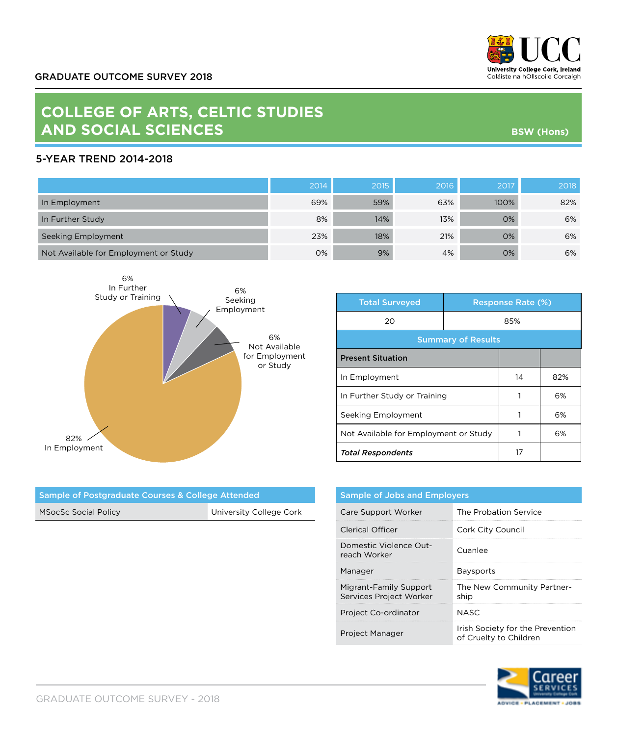GRADUATE OUTCOME SURVEY 2018

# COLLEGE OF ARTS, CELTIC STUDIES AND SOCIAL SCIENCES

**BSW (Hons)**

## 5-YEAR TREND 2014-2018

| | 2014 | 2015 | 2016 | 2017 | 2018 |
|---|---|---|---|---|---|
| In Employment | 69% | 59% | 63% | 100% | 82% |
| In Further Study | 8% | 14% | 13% | 0% | 6% |
| Seeking Employment | 23% | 18% | 21% | 0% | 6% |
| Not Available for Employment or Study | 0% | 9% | 4% | 0% | 6% |

6% In Further Study or Training

6% Seeking Employment

6% Not Available for Employment or Study

82% In Employment

| Total Surveyed | Response Rate (%) |
|---|---|
| 20 | 85% |

**Summary of Results**

| Present Situation | | |
|---|---|---|
| In Employment | 14 | 82% |
| In Further Study or Training | 1 | 6% |
| Seeking Employment | 1 | 6% |
| Not Available for Employment or Study | 1 | 6% |
| ***Total Respondents*** | 17 | |

| Sample of Postgraduate Courses & College Attended | |
|---|---|
| MSocSc Social Policy | University College Cork |

| Sample of Jobs and Employers | |
|---|---|
| Care Support Worker | The Probation Service |
| Clerical Officer | Cork City Council |
| Domestic Violence Out-reach Worker | Cuanlee |
| Manager | Baysports |
| Migrant-Family Support Services Project Worker | The New Community Partner-ship |
| Project Co-ordinator | NASC |
| Project Manager | Irish Society for the Prevention of Cruelty to Children |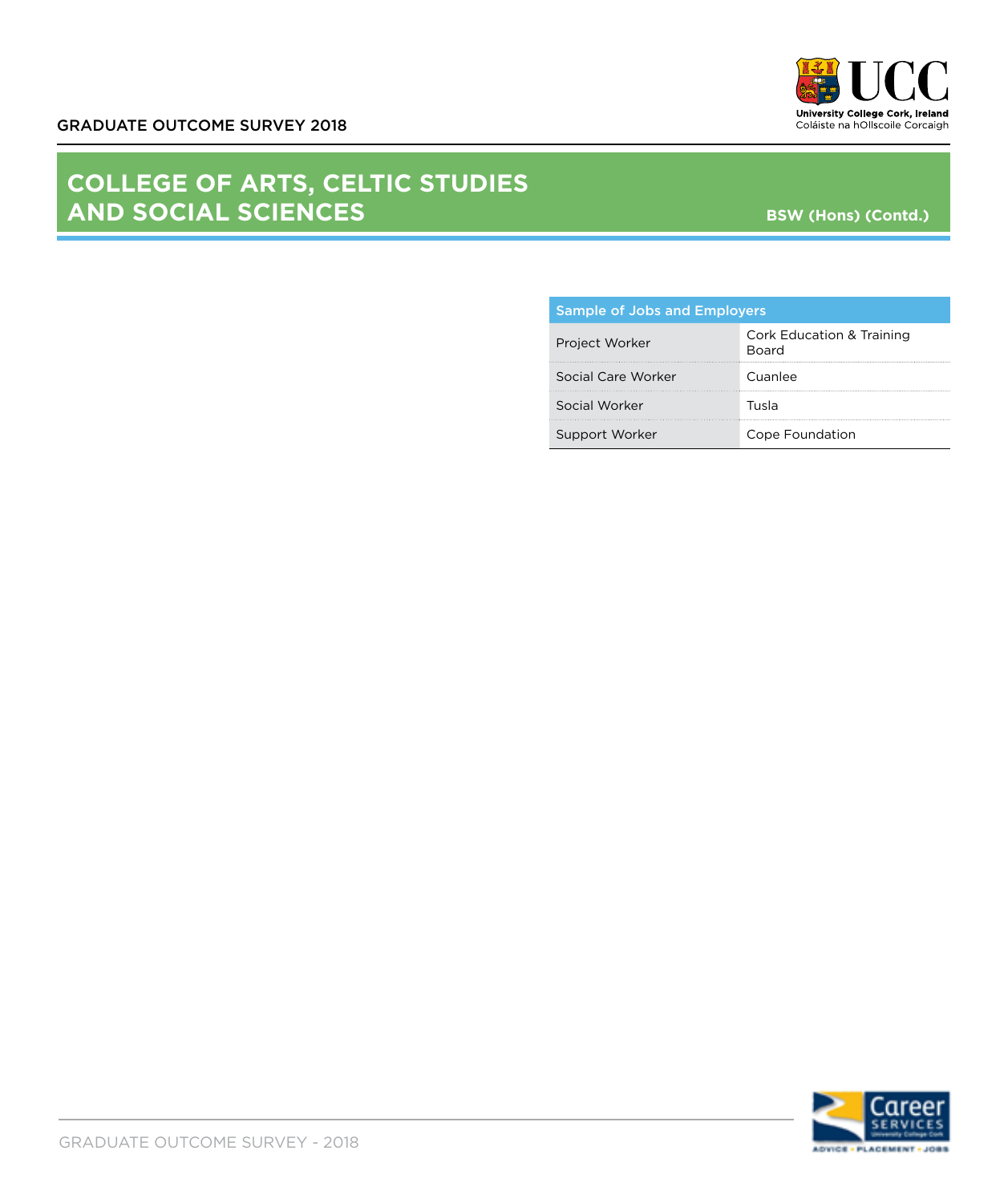# COLLEGE OF ARTS, CELTIC STUDIES AND SOCIAL SCIENCES

## BSW (Hons) (Contd.)

| Sample of Jobs and Employers | |
|---|---|
| Project Worker | Cork Education & Training Board |
| Social Care Worker | Cuanlee |
| Social Worker | Tusla |
| Support Worker | Cope Foundation |